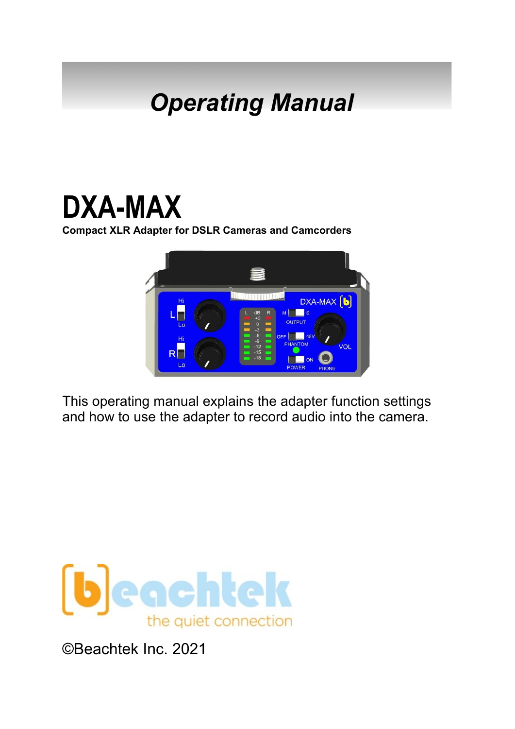# *Operating Manual*

# DXA-MAX

**Compact XLR Adapter for DSLR Cameras and Camcorders**

This operating manual explains the adapter function settings and how to use the adapter to record audio into the camera.

beachtek

the quiet connection

©Beachtek Inc. 2021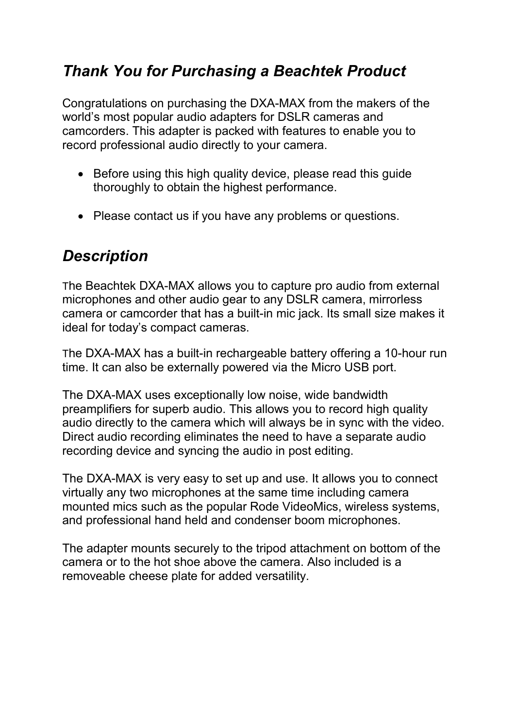## *Thank You for Purchasing a Beachtek Product*

Congratulations on purchasing the DXA-MAX from the makers of the world's most popular audio adapters for DSLR cameras and camcorders. This adapter is packed with features to enable you to record professional audio directly to your camera.

- Before using this high quality device, please read this guide thoroughly to obtain the highest performance.
- Please contact us if you have any problems or questions.

## *Description*

The Beachtek DXA-MAX allows you to capture pro audio from external microphones and other audio gear to any DSLR camera, mirrorless camera or camcorder that has a built-in mic jack. Its small size makes it ideal for today's compact cameras.

The DXA-MAX has a built-in rechargeable battery offering a 10-hour run time. It can also be externally powered via the Micro USB port.

The DXA-MAX uses exceptionally low noise, wide bandwidth preamplifiers for superb audio. This allows you to record high quality audio directly to the camera which will always be in sync with the video. Direct audio recording eliminates the need to have a separate audio recording device and syncing the audio in post editing.

The DXA-MAX is very easy to set up and use. It allows you to connect virtually any two microphones at the same time including camera mounted mics such as the popular Rode VideoMics, wireless systems, and professional hand held and condenser boom microphones.

The adapter mounts securely to the tripod attachment on bottom of the camera or to the hot shoe above the camera. Also included is a removeable cheese plate for added versatility.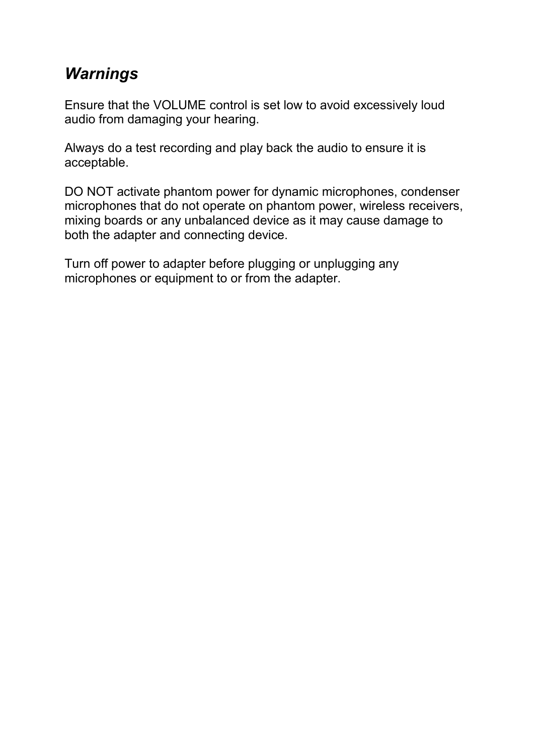## *Warnings*

Ensure that the VOLUME control is set low to avoid excessively loud audio from damaging your hearing.

Always do a test recording and play back the audio to ensure it is acceptable.

DO NOT activate phantom power for dynamic microphones, condenser microphones that do not operate on phantom power, wireless receivers, mixing boards or any unbalanced device as it may cause damage to both the adapter and connecting device.

Turn off power to adapter before plugging or unplugging any microphones or equipment to or from the adapter.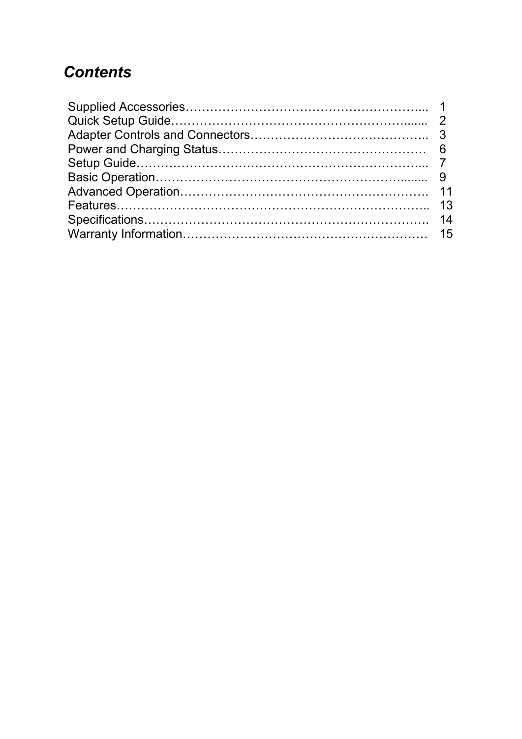# *Contents*

| | |
|---|---|
| Supplied Accessories | 1 |
| Quick Setup Guide | 2 |
| Adapter Controls and Connectors | 3 |
| Power and Charging Status | 6 |
| Setup Guide | 7 |
| Basic Operation | 9 |
| Advanced Operation | 11 |
| Features | 13 |
| Specifications | 14 |
| Warranty Information | 15 |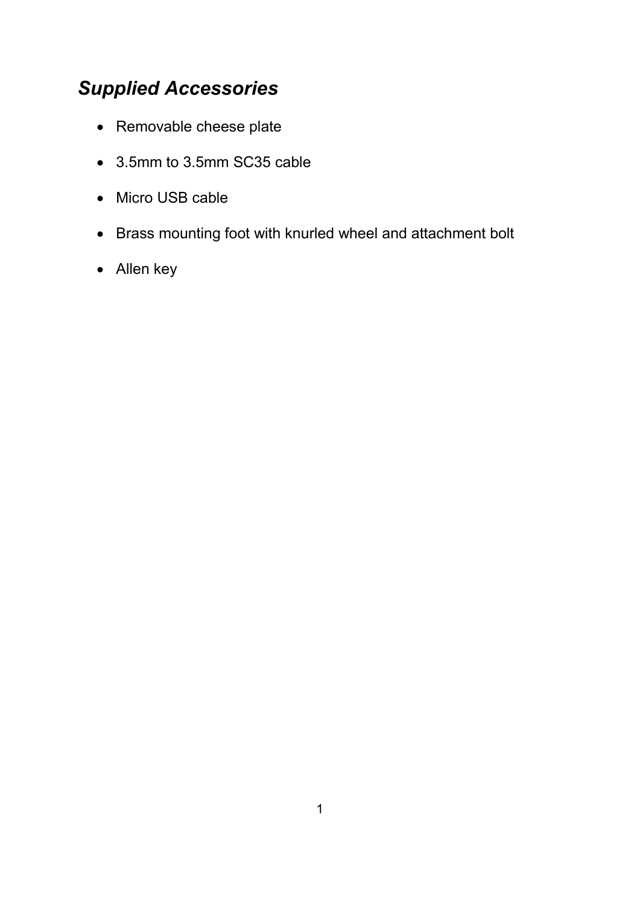## *Supplied Accessories*

- Removable cheese plate
- 3.5mm to 3.5mm SC35 cable
- Micro USB cable
- Brass mounting foot with knurled wheel and attachment bolt
- Allen key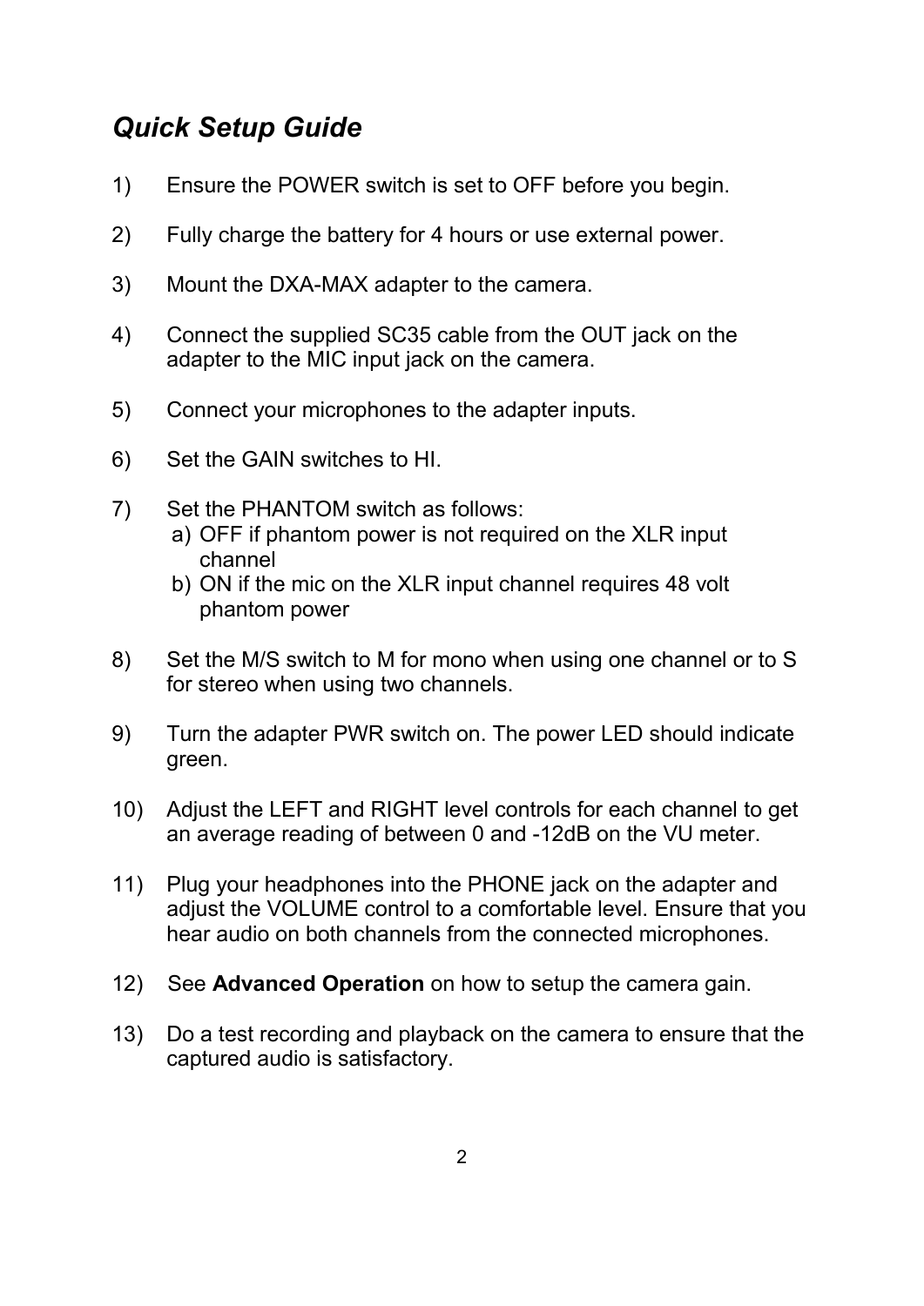## *Quick Setup Guide*

1) Ensure the POWER switch is set to OFF before you begin.

2) Fully charge the battery for 4 hours or use external power.

3) Mount the DXA-MAX adapter to the camera.

4) Connect the supplied SC35 cable from the OUT jack on the adapter to the MIC input jack on the camera.

5) Connect your microphones to the adapter inputs.

6) Set the GAIN switches to HI.

7) Set the PHANTOM switch as follows:
   a) OFF if phantom power is not required on the XLR input channel
   b) ON if the mic on the XLR input channel requires 48 volt phantom power

8) Set the M/S switch to M for mono when using one channel or to S for stereo when using two channels.

9) Turn the adapter PWR switch on. The power LED should indicate green.

10) Adjust the LEFT and RIGHT level controls for each channel to get an average reading of between 0 and -12dB on the VU meter.

11) Plug your headphones into the PHONE jack on the adapter and adjust the VOLUME control to a comfortable level. Ensure that you hear audio on both channels from the connected microphones.

12) See **Advanced Operation** on how to setup the camera gain.

13) Do a test recording and playback on the camera to ensure that the captured audio is satisfactory.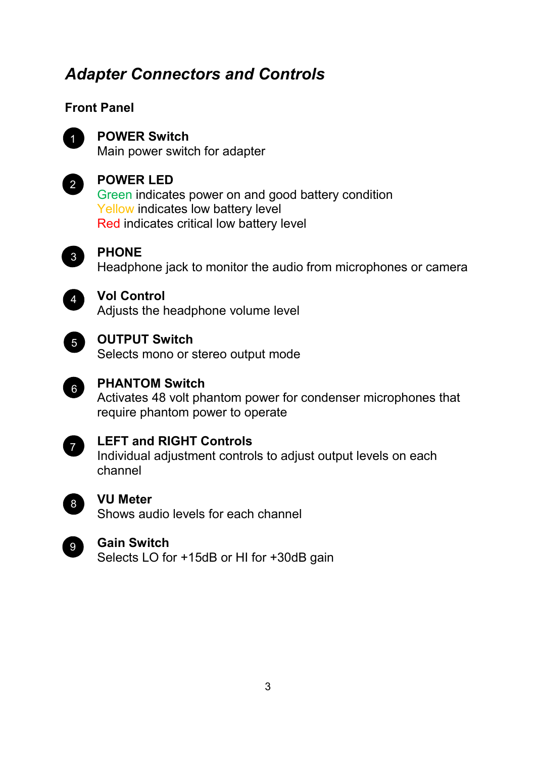## *Adapter Connectors and Controls*

### Front Panel

1. **POWER Switch**
   Main power switch for adapter

2. **POWER LED**
   Green indicates power on and good battery condition
   Yellow indicates low battery level
   Red indicates critical low battery level

3. **PHONE**
   Headphone jack to monitor the audio from microphones or camera

4. **Vol Control**
   Adjusts the headphone volume level

5. **OUTPUT Switch**
   Selects mono or stereo output mode

6. **PHANTOM Switch**
   Activates 48 volt phantom power for condenser microphones that require phantom power to operate

7. **LEFT and RIGHT Controls**
   Individual adjustment controls to adjust output levels on each channel

8. **VU Meter**
   Shows audio levels for each channel

9. **Gain Switch**
   Selects LO for +15dB or HI for +30dB gain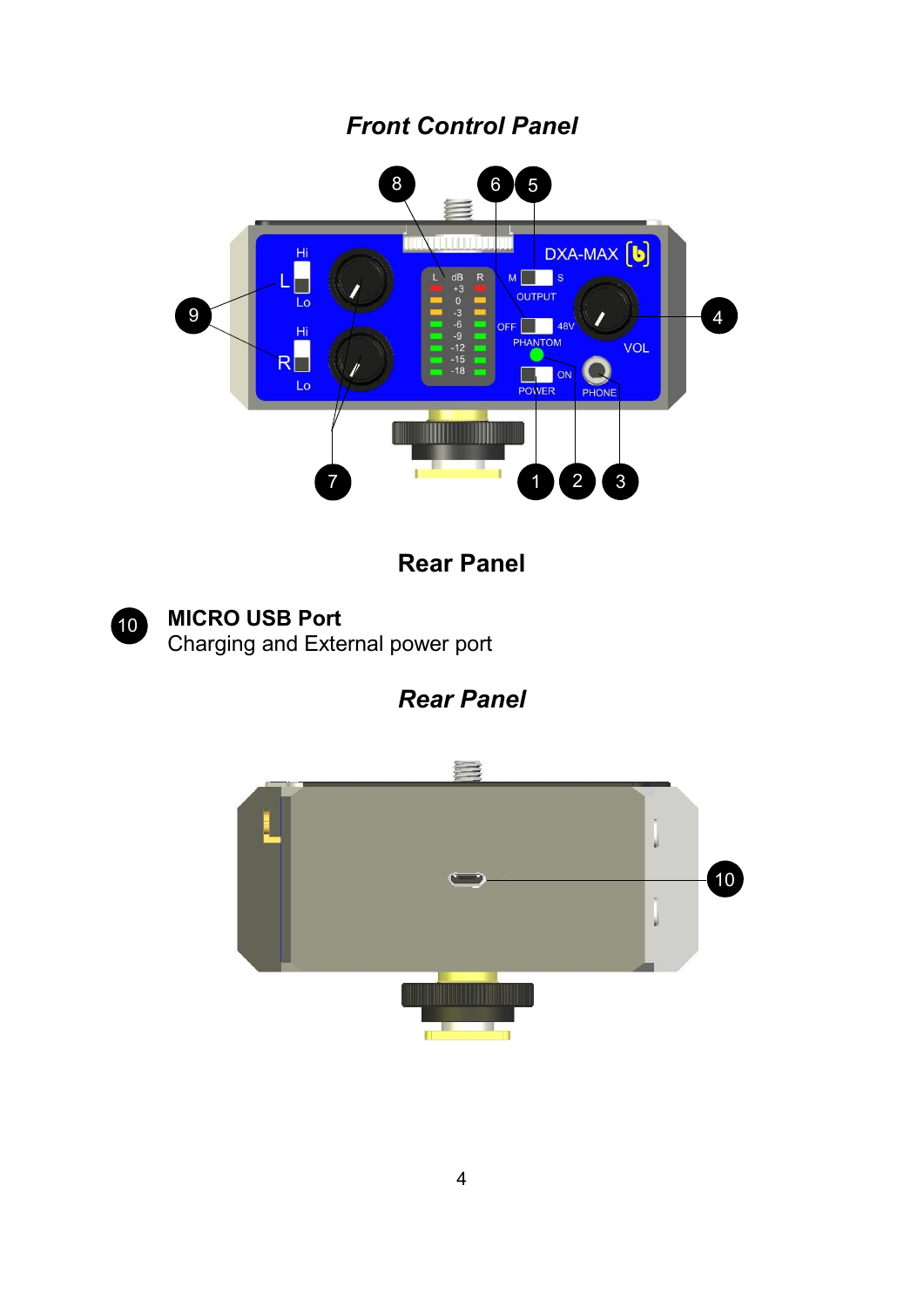## *Front Control Panel*

## Rear Panel

**10** **MICRO USB Port**
Charging and External power port

## *Rear Panel*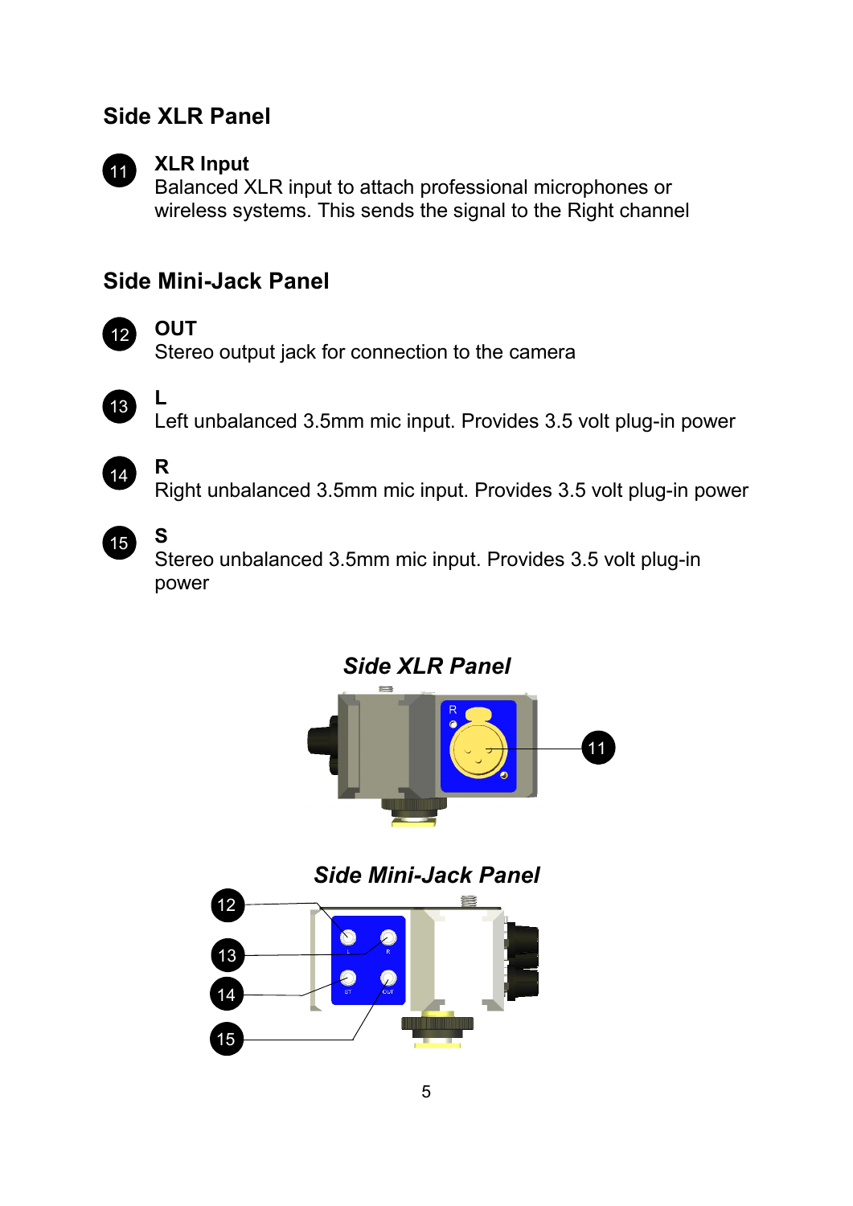## Side XLR Panel

**11** **XLR Input**
Balanced XLR input to attach professional microphones or wireless systems. This sends the signal to the Right channel

## Side Mini-Jack Panel

**12** **OUT**
Stereo output jack for connection to the camera

**13** **L**
Left unbalanced 3.5mm mic input. Provides 3.5 volt plug-in power

**14** **R**
Right unbalanced 3.5mm mic input. Provides 3.5 volt plug-in power

**15** **S**
Stereo unbalanced 3.5mm mic input. Provides 3.5 volt plug-in power

***Side XLR Panel***

***Side Mini-Jack Panel***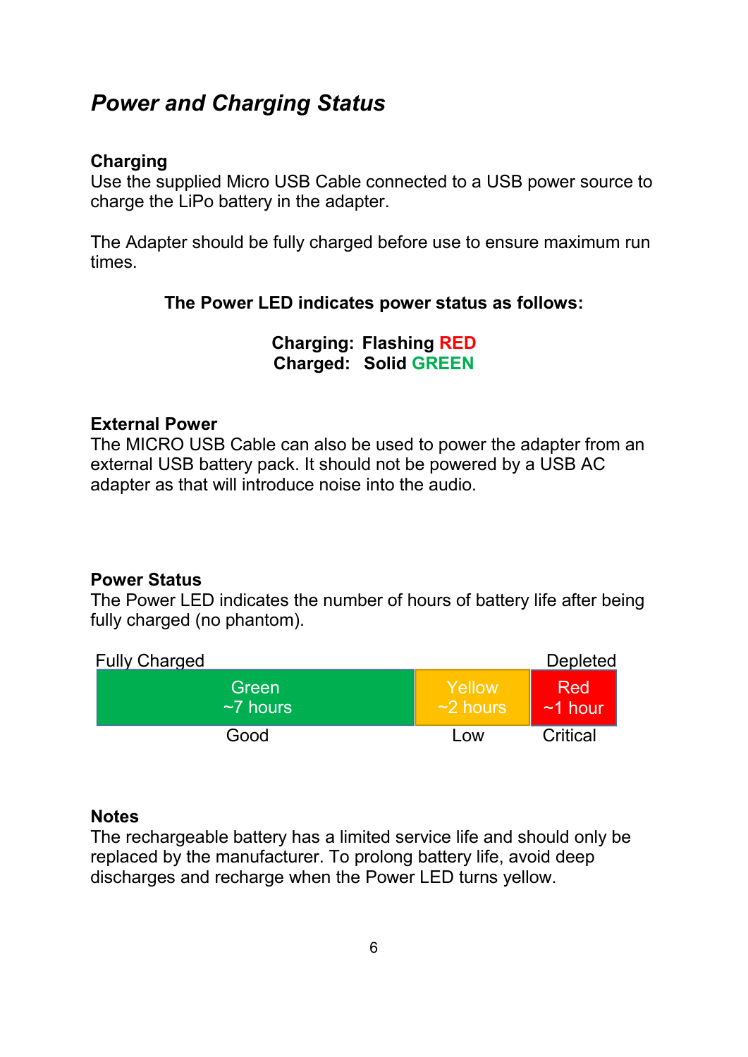## *Power and Charging Status*

**Charging**
Use the supplied Micro USB Cable connected to a USB power source to charge the LiPo battery in the adapter.

The Adapter should be fully charged before use to ensure maximum run times.

**The Power LED indicates power status as follows:**

**Charging: Flashing RED**
**Charged: Solid GREEN**

**External Power**
The MICRO USB Cable can also be used to power the adapter from an external USB battery pack. It should not be powered by a USB AC adapter as that will introduce noise into the audio.

**Power Status**
The Power LED indicates the number of hours of battery life after being fully charged (no phantom).

| Fully Charged | | Depleted |
|---|---|---|
| Green ~7 hours | Yellow ~2 hours | Red ~1 hour |
| Good | Low | Critical |

**Notes**
The rechargeable battery has a limited service life and should only be replaced by the manufacturer. To prolong battery life, avoid deep discharges and recharge when the Power LED turns yellow.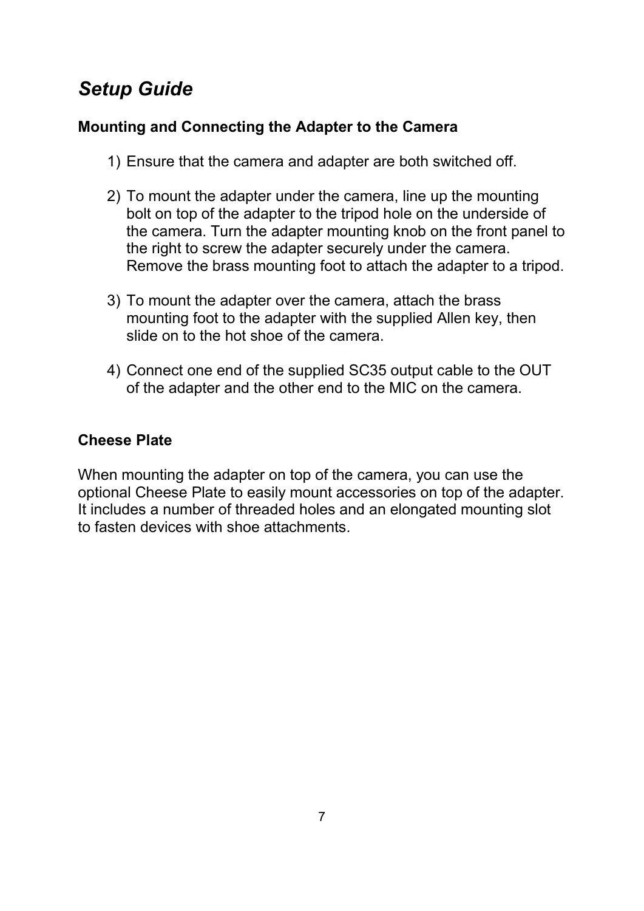# *Setup Guide*

### Mounting and Connecting the Adapter to the Camera

1) Ensure that the camera and adapter are both switched off.

2) To mount the adapter under the camera, line up the mounting bolt on top of the adapter to the tripod hole on the underside of the camera. Turn the adapter mounting knob on the front panel to the right to screw the adapter securely under the camera. Remove the brass mounting foot to attach the adapter to a tripod.

3) To mount the adapter over the camera, attach the brass mounting foot to the adapter with the supplied Allen key, then slide on to the hot shoe of the camera.

4) Connect one end of the supplied SC35 output cable to the OUT of the adapter and the other end to the MIC on the camera.

### Cheese Plate

When mounting the adapter on top of the camera, you can use the optional Cheese Plate to easily mount accessories on top of the adapter. It includes a number of threaded holes and an elongated mounting slot to fasten devices with shoe attachments.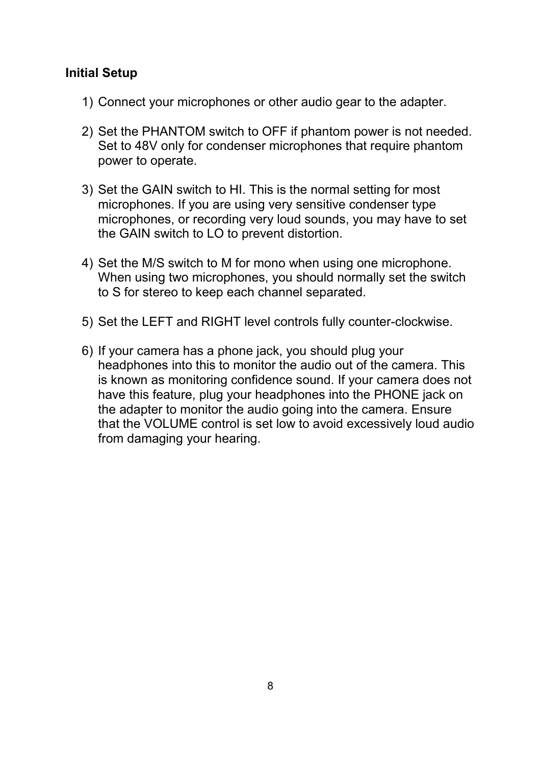**Initial Setup**

1) Connect your microphones or other audio gear to the adapter.

2) Set the PHANTOM switch to OFF if phantom power is not needed. Set to 48V only for condenser microphones that require phantom power to operate.

3) Set the GAIN switch to HI. This is the normal setting for most microphones. If you are using very sensitive condenser type microphones, or recording very loud sounds, you may have to set the GAIN switch to LO to prevent distortion.

4) Set the M/S switch to M for mono when using one microphone. When using two microphones, you should normally set the switch to S for stereo to keep each channel separated.

5) Set the LEFT and RIGHT level controls fully counter-clockwise.

6) If your camera has a phone jack, you should plug your headphones into this to monitor the audio out of the camera. This is known as monitoring confidence sound. If your camera does not have this feature, plug your headphones into the PHONE jack on the adapter to monitor the audio going into the camera. Ensure that the VOLUME control is set low to avoid excessively loud audio from damaging your hearing.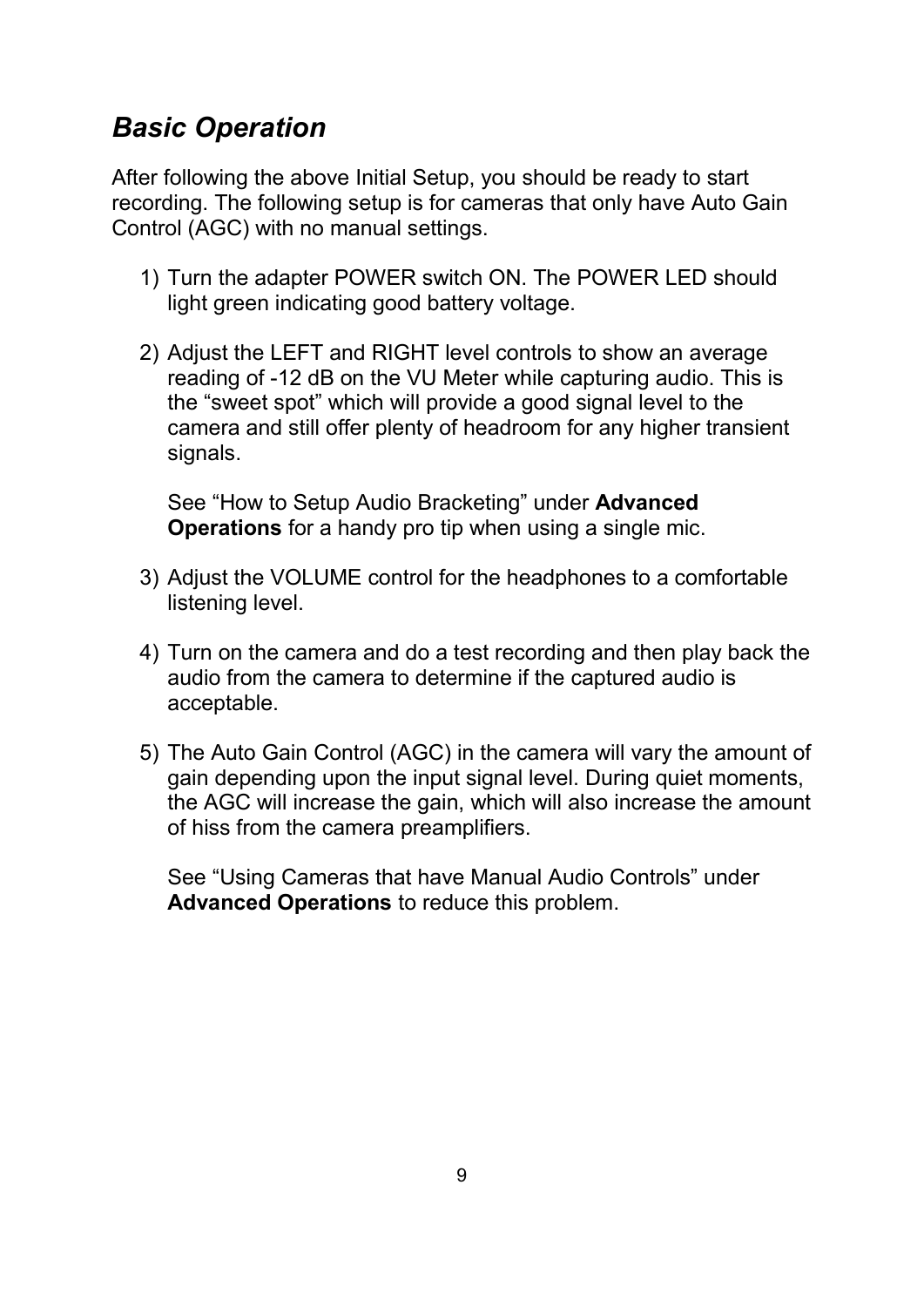## *Basic Operation*

After following the above Initial Setup, you should be ready to start recording. The following setup is for cameras that only have Auto Gain Control (AGC) with no manual settings.

1) Turn the adapter POWER switch ON. The POWER LED should light green indicating good battery voltage.

2) Adjust the LEFT and RIGHT level controls to show an average reading of -12 dB on the VU Meter while capturing audio. This is the “sweet spot” which will provide a good signal level to the camera and still offer plenty of headroom for any higher transient signals.

   See “How to Setup Audio Bracketing” under **Advanced Operations** for a handy pro tip when using a single mic.

3) Adjust the VOLUME control for the headphones to a comfortable listening level.

4) Turn on the camera and do a test recording and then play back the audio from the camera to determine if the captured audio is acceptable.

5) The Auto Gain Control (AGC) in the camera will vary the amount of gain depending upon the input signal level. During quiet moments, the AGC will increase the gain, which will also increase the amount of hiss from the camera preamplifiers.

   See “Using Cameras that have Manual Audio Controls” under **Advanced Operations** to reduce this problem.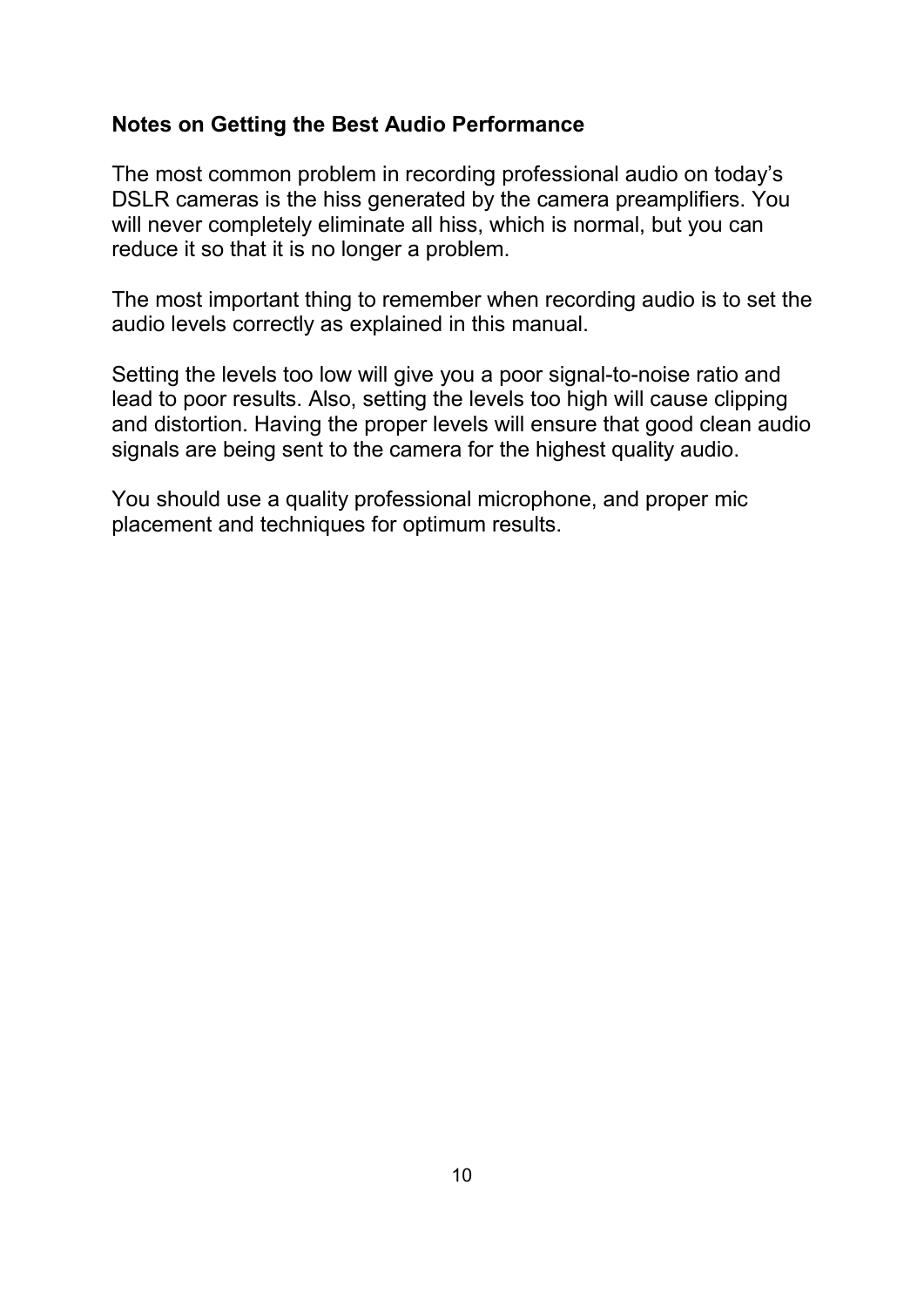## Notes on Getting the Best Audio Performance

The most common problem in recording professional audio on today's DSLR cameras is the hiss generated by the camera preamplifiers. You will never completely eliminate all hiss, which is normal, but you can reduce it so that it is no longer a problem.

The most important thing to remember when recording audio is to set the audio levels correctly as explained in this manual.

Setting the levels too low will give you a poor signal-to-noise ratio and lead to poor results. Also, setting the levels too high will cause clipping and distortion. Having the proper levels will ensure that good clean audio signals are being sent to the camera for the highest quality audio.

You should use a quality professional microphone, and proper mic placement and techniques for optimum results.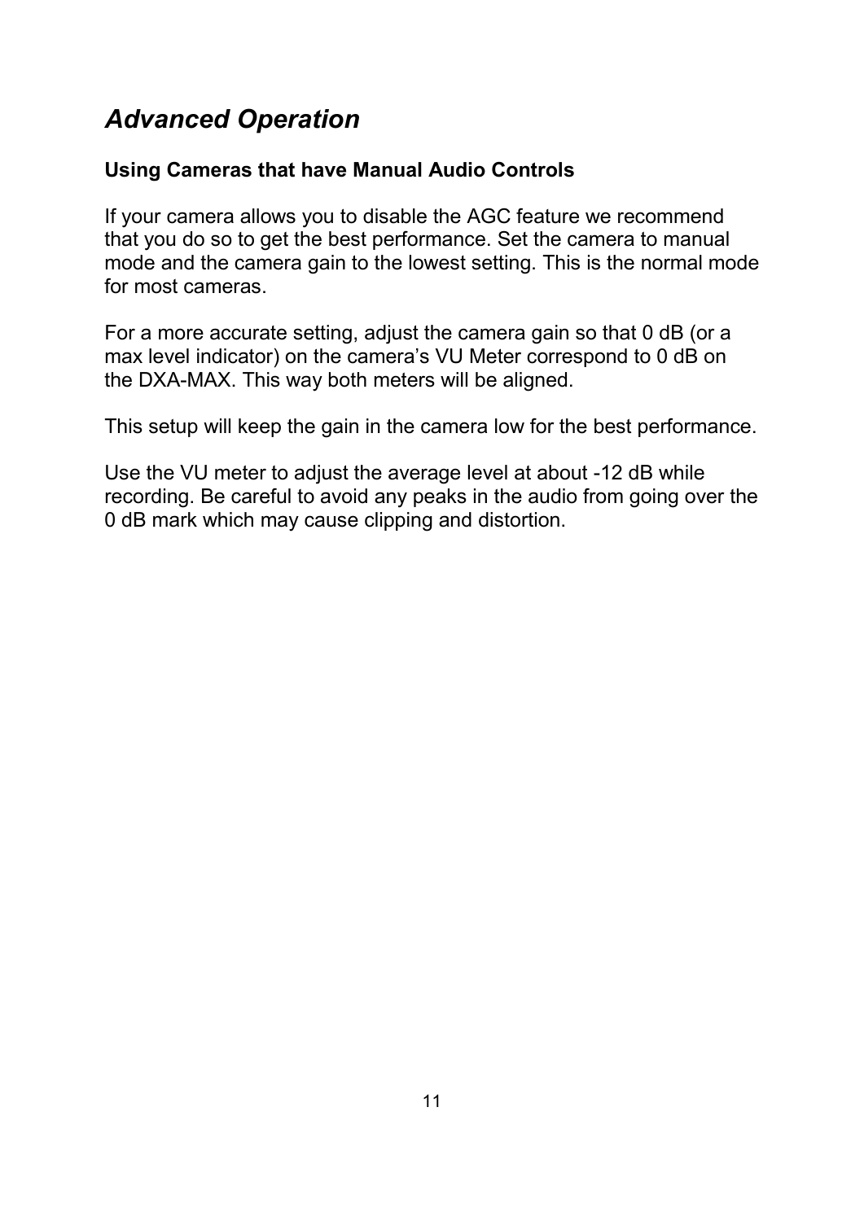# *Advanced Operation*

**Using Cameras that have Manual Audio Controls**

If your camera allows you to disable the AGC feature we recommend that you do so to get the best performance. Set the camera to manual mode and the camera gain to the lowest setting. This is the normal mode for most cameras.

For a more accurate setting, adjust the camera gain so that 0 dB (or a max level indicator) on the camera's VU Meter correspond to 0 dB on the DXA-MAX. This way both meters will be aligned.

This setup will keep the gain in the camera low for the best performance.

Use the VU meter to adjust the average level at about -12 dB while recording. Be careful to avoid any peaks in the audio from going over the 0 dB mark which may cause clipping and distortion.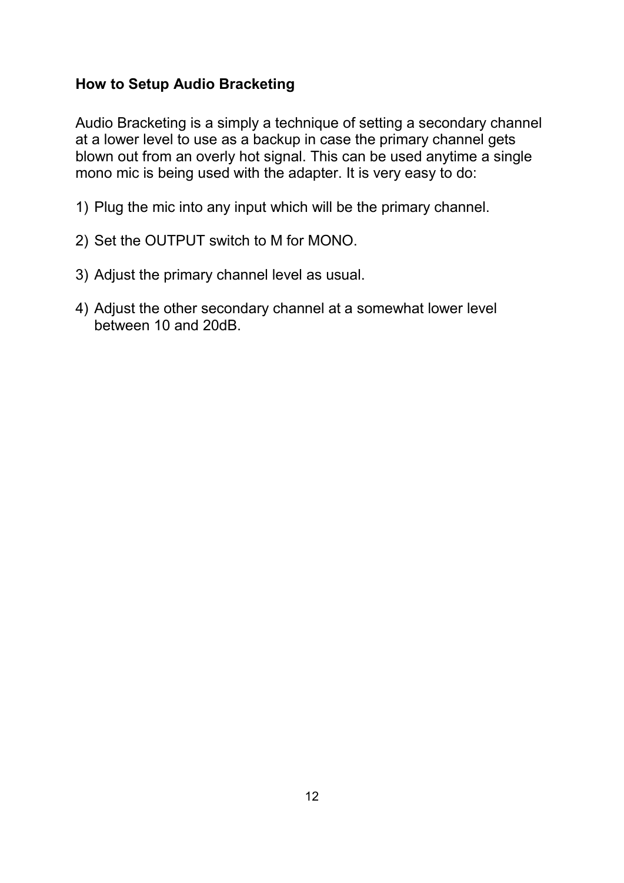## How to Setup Audio Bracketing

Audio Bracketing is a simply a technique of setting a secondary channel at a lower level to use as a backup in case the primary channel gets blown out from an overly hot signal. This can be used anytime a single mono mic is being used with the adapter. It is very easy to do:

1) Plug the mic into any input which will be the primary channel.

2) Set the OUTPUT switch to M for MONO.

3) Adjust the primary channel level as usual.

4) Adjust the other secondary channel at a somewhat lower level between 10 and 20dB.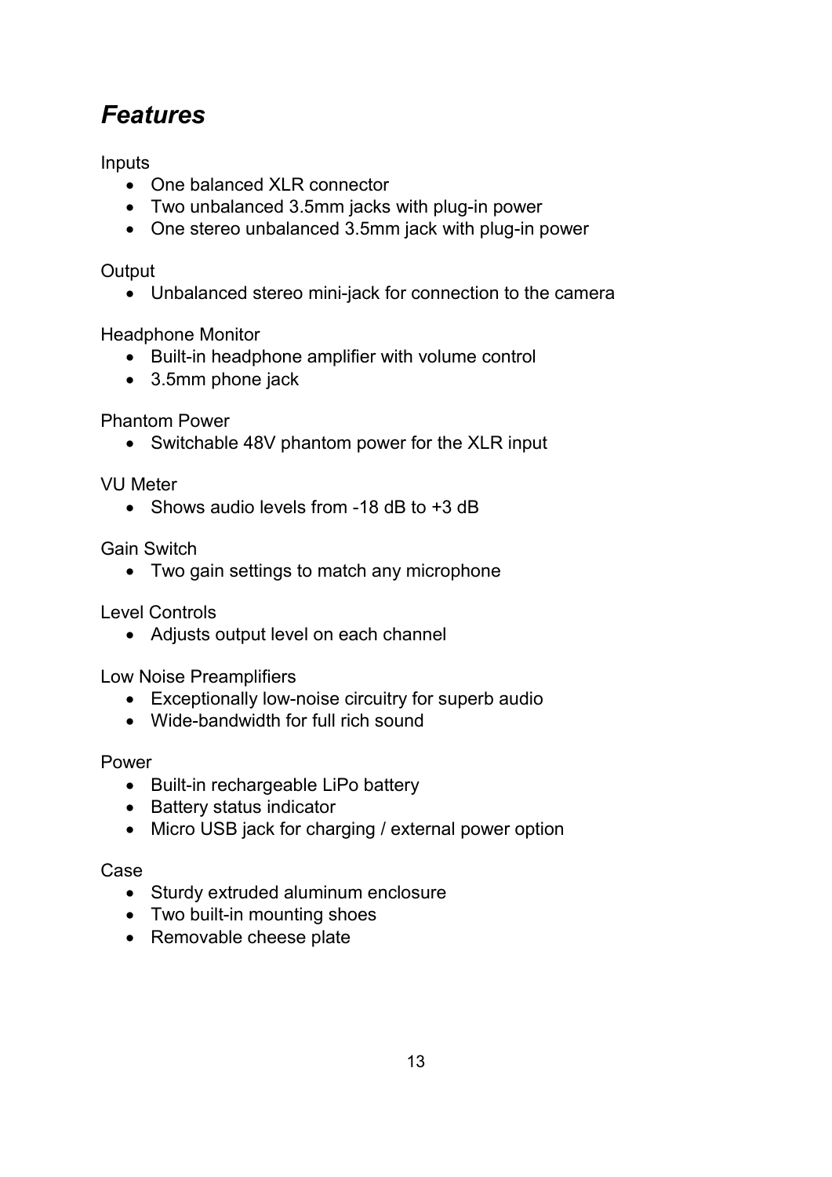## *Features*

Inputs

- One balanced XLR connector
- Two unbalanced 3.5mm jacks with plug-in power
- One stereo unbalanced 3.5mm jack with plug-in power

Output

- Unbalanced stereo mini-jack for connection to the camera

Headphone Monitor

- Built-in headphone amplifier with volume control
- 3.5mm phone jack

Phantom Power

- Switchable 48V phantom power for the XLR input

VU Meter

- Shows audio levels from -18 dB to +3 dB

Gain Switch

- Two gain settings to match any microphone

Level Controls

- Adjusts output level on each channel

Low Noise Preamplifiers

- Exceptionally low-noise circuitry for superb audio
- Wide-bandwidth for full rich sound

Power

- Built-in rechargeable LiPo battery
- Battery status indicator
- Micro USB jack for charging / external power option

Case

- Sturdy extruded aluminum enclosure
- Two built-in mounting shoes
- Removable cheese plate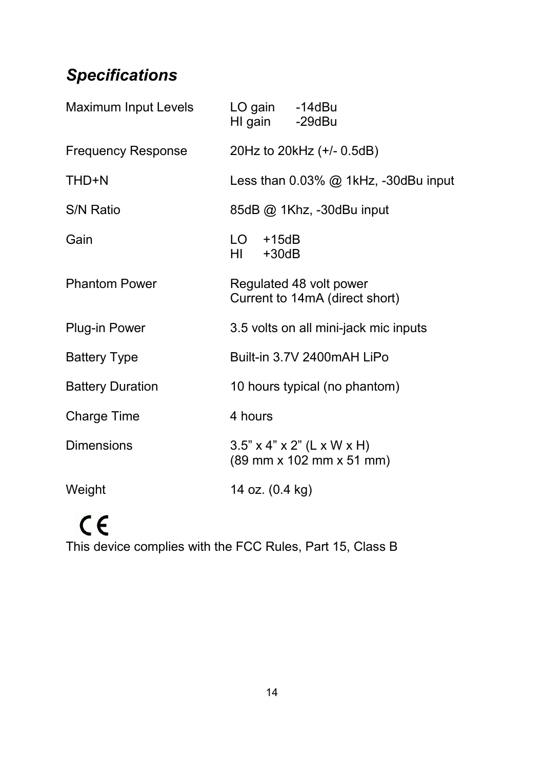## *Specifications*

| | |
|---|---|
| Maximum Input Levels | LO gain -14dBu<br>HI gain -29dBu |
| Frequency Response | 20Hz to 20kHz (+/- 0.5dB) |
| THD+N | Less than 0.03% @ 1kHz, -30dBu input |
| S/N Ratio | 85dB @ 1Khz, -30dBu input |
| Gain | LO +15dB<br>HI +30dB |
| Phantom Power | Regulated 48 volt power<br>Current to 14mA (direct short) |
| Plug-in Power | 3.5 volts on all mini-jack mic inputs |
| Battery Type | Built-in 3.7V 2400mAH LiPo |
| Battery Duration | 10 hours typical (no phantom) |
| Charge Time | 4 hours |
| Dimensions | 3.5” x 4” x 2” (L x W x H)<br>(89 mm x 102 mm x 51 mm) |
| Weight | 14 oz. (0.4 kg) |

CE

This device complies with the FCC Rules, Part 15, Class B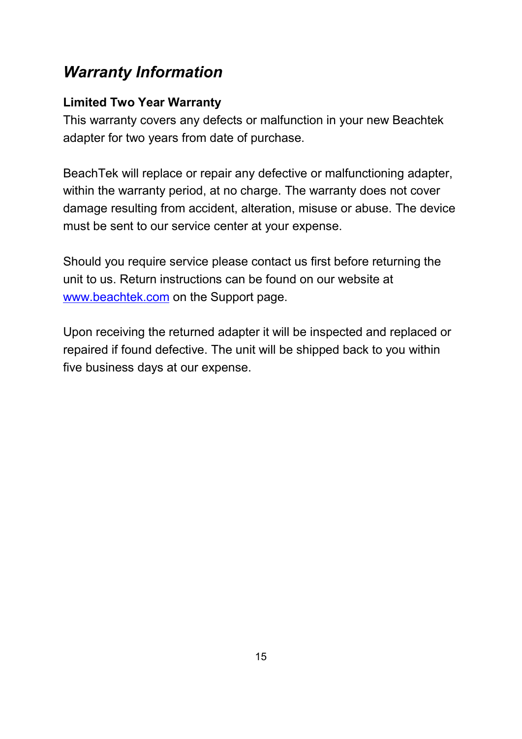## *Warranty Information*

**Limited Two Year Warranty**

This warranty covers any defects or malfunction in your new Beachtek adapter for two years from date of purchase.

BeachTek will replace or repair any defective or malfunctioning adapter, within the warranty period, at no charge. The warranty does not cover damage resulting from accident, alteration, misuse or abuse. The device must be sent to our service center at your expense.

Should you require service please contact us first before returning the unit to us. Return instructions can be found on our website at [www.beachtek.com](http://www.beachtek.com) on the Support page.

Upon receiving the returned adapter it will be inspected and replaced or repaired if found defective. The unit will be shipped back to you within five business days at our expense.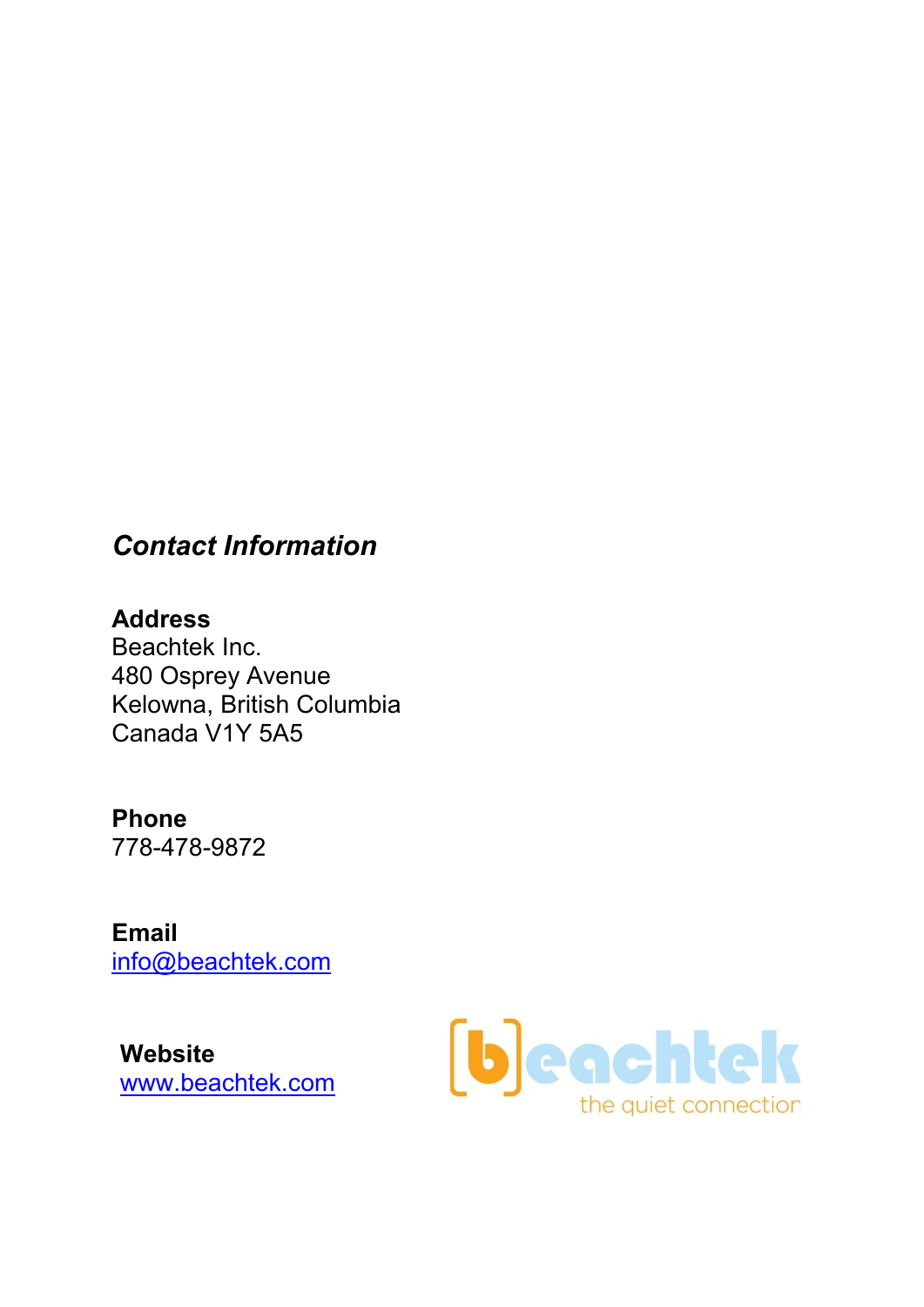## *Contact Information*

**Address**
Beachtek Inc.
480 Osprey Avenue
Kelowna, British Columbia
Canada V1Y 5A5

**Phone**
778-478-9872

**Email**
info@beachtek.com

**Website**
www.beachtek.com